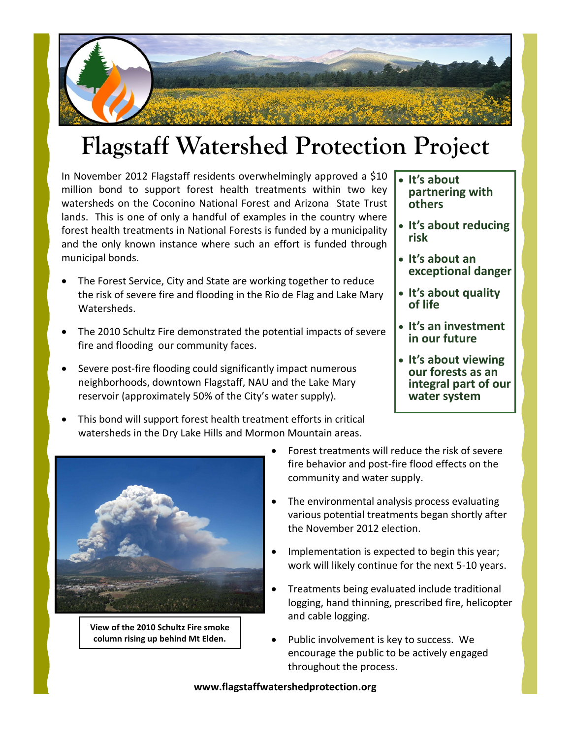# Flagstaff Watershed Protection Project

In November 2012 Flagstaff residents overwhelmingly approved a $10 million bond to support forest health treatments within two key watersheds on the Coconino National Forest and Arizona State Trust lands. This is one of only a handful of examples in the country where forest health treatments in National Forests is funded by a municipality and the only known instance where such an effort is funded through municipal bonds.

- **It's about partnering with others**
- **It's about reducing risk**
- **It's about an exceptional danger**
- **It's about quality of life**
- **It's an investment in our future**
- **It's about viewing our forests as an integral part of our water system**

- The Forest Service, City and State are working together to reduce the risk of severe fire and flooding in the Rio de Flag and Lake Mary Watersheds.
- The 2010 Schultz Fire demonstrated the potential impacts of severe fire and flooding our community faces.
- Severe post-fire flooding could significantly impact numerous neighborhoods, downtown Flagstaff, NAU and the Lake Mary reservoir (approximately 50% of the City's water supply).
- This bond will support forest health treatment efforts in critical watersheds in the Dry Lake Hills and Mormon Mountain areas.
- Forest treatments will reduce the risk of severe fire behavior and post-fire flood effects on the community and water supply.
- The environmental analysis process evaluating various potential treatments began shortly after the November 2012 election.
- Implementation is expected to begin this year; work will likely continue for the next 5-10 years.
- Treatments being evaluated include traditional logging, hand thinning, prescribed fire, helicopter and cable logging.
- Public involvement is key to success. We encourage the public to be actively engaged throughout the process.

**View of the 2010 Schultz Fire smoke column rising up behind Mt Elden.**

**www.flagstaffwatershedprotection.org**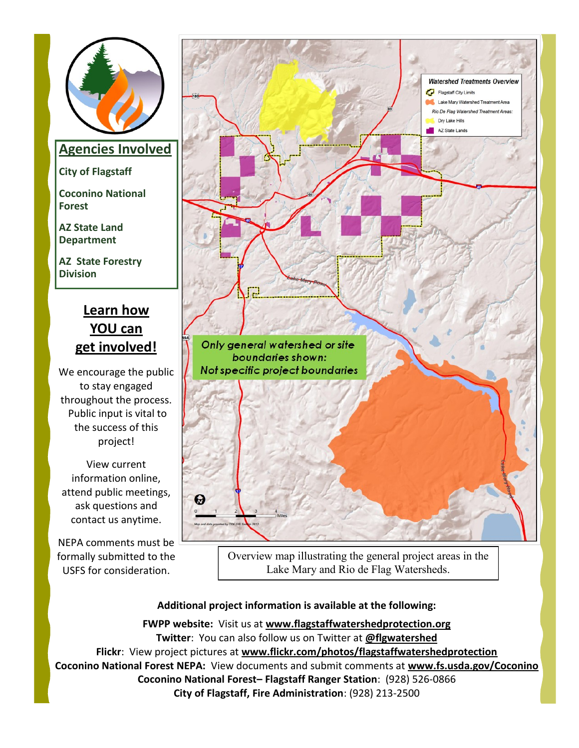## Agencies Involved

**City of Flagstaff**

**Coconino National Forest**

**AZ State Land Department**

**AZ State Forestry Division**

## Learn how YOU can get involved!

We encourage the public to stay engaged throughout the process. Public input is vital to the success of this project!

View current information online, attend public meetings, ask questions and contact us anytime.

NEPA comments must be formally submitted to the USFS for consideration.

Watershed Treatments Overview

Flagstaff City Limits

Lake Mary Watershed Treatment Area

Rio De Flag Watershed Treatment Areas:

Dry Lake Hills

AZ State Lands

Only general watershed or site boundaries shown: Not specific project boundaries

0 1 2 3 4 Miles

Overview map illustrating the general project areas in the Lake Mary and Rio de Flag Watersheds.

**Additional project information is available at the following:**

**FWPP website:** Visit us at **www.flagstaffwatershedprotection.org**

**Twitter**: You can also follow us on Twitter at **@flgwatershed**

**Flickr**: View project pictures at **www.flickr.com/photos/flagstaffwatershedprotection**

**Coconino National Forest NEPA:** View documents and submit comments at **www.fs.usda.gov/Coconino**

**Coconino National Forest– Flagstaff Ranger Station**: (928) 526-0866

**City of Flagstaff, Fire Administration**: (928) 213-2500